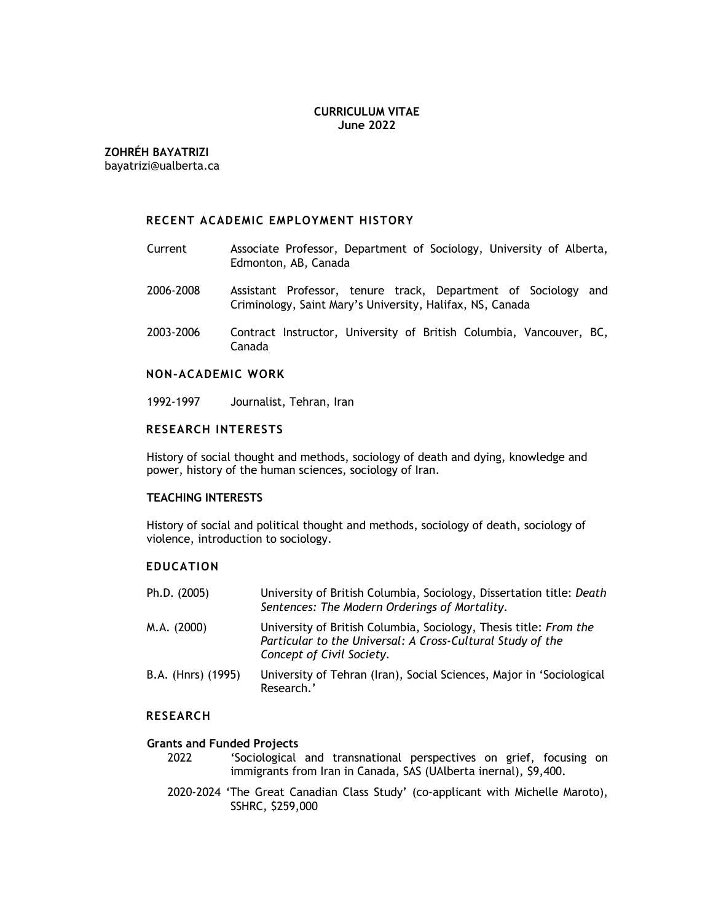**CURRICULUM VITAE**
**June 2022**

**ZOHRÉH BAYATRIZI**
bayatrizi@ualberta.ca

## RECENT ACADEMIC EMPLOYMENT HISTORY

| | |
|---|---|
| Current | Associate Professor, Department of Sociology, University of Alberta, Edmonton, AB, Canada |
| 2006-2008 | Assistant Professor, tenure track, Department of Sociology and Criminology, Saint Mary's University, Halifax, NS, Canada |
| 2003-2006 | Contract Instructor, University of British Columbia, Vancouver, BC, Canada |

## NON-ACADEMIC WORK

1992-1997 Journalist, Tehran, Iran

## RESEARCH INTERESTS

History of social thought and methods, sociology of death and dying, knowledge and power, history of the human sciences, sociology of Iran.

### TEACHING INTERESTS

History of social and political thought and methods, sociology of death, sociology of violence, introduction to sociology.

## EDUCATION

| | |
|---|---|
| Ph.D. (2005) | University of British Columbia, Sociology, Dissertation title: *Death Sentences: The Modern Orderings of Mortality*. |
| M.A. (2000) | University of British Columbia, Sociology, Thesis title: *From the Particular to the Universal: A Cross-Cultural Study of the Concept of Civil Society*. |
| B.A. (Hnrs) (1995) | University of Tehran (Iran), Social Sciences, Major in 'Sociological Research.' |

## RESEARCH

### Grants and Funded Projects

- 2022 'Sociological and transnational perspectives on grief, focusing on immigrants from Iran in Canada, SAS (UAlberta inernal), $9,400.
- 2020-2024 'The Great Canadian Class Study' (co-applicant with Michelle Maroto), SSHRC, $259,000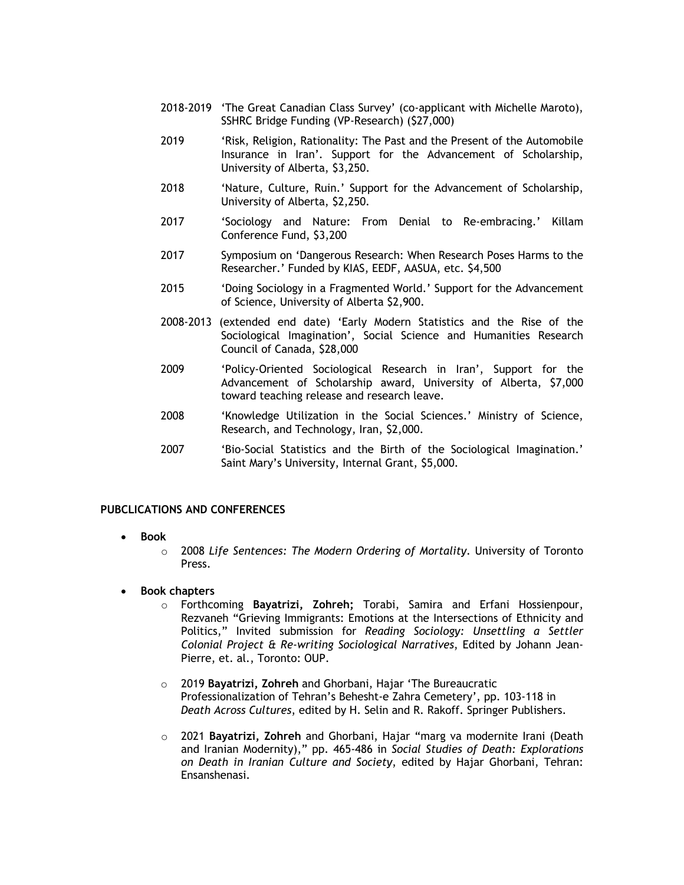2018-2019 'The Great Canadian Class Survey' (co-applicant with Michelle Maroto), SSHRC Bridge Funding (VP-Research) ($27,000)

2019 'Risk, Religion, Rationality: The Past and the Present of the Automobile Insurance in Iran'. Support for the Advancement of Scholarship, University of Alberta, $3,250.

2018 'Nature, Culture, Ruin.' Support for the Advancement of Scholarship, University of Alberta, $2,250.

2017 'Sociology and Nature: From Denial to Re-embracing.' Killam Conference Fund, $3,200

2017 Symposium on 'Dangerous Research: When Research Poses Harms to the Researcher.' Funded by KIAS, EEDF, AASUA, etc. $4,500

2015 'Doing Sociology in a Fragmented World.' Support for the Advancement of Science, University of Alberta $2,900.

2008-2013 (extended end date) 'Early Modern Statistics and the Rise of the Sociological Imagination', Social Science and Humanities Research Council of Canada, $28,000

2009 'Policy-Oriented Sociological Research in Iran', Support for the Advancement of Scholarship award, University of Alberta, $7,000 toward teaching release and research leave.

2008 'Knowledge Utilization in the Social Sciences.' Ministry of Science, Research, and Technology, Iran, $2,000.

2007 'Bio-Social Statistics and the Birth of the Sociological Imagination.' Saint Mary's University, Internal Grant, $5,000.

## PUBCLICATIONS AND CONFERENCES

- **Book**
  - 2008 *Life Sentences: The Modern Ordering of Mortality*. University of Toronto Press.

- **Book chapters**
  - Forthcoming **Bayatrizi, Zohreh;** Torabi, Samira and Erfani Hossienpour, Rezvaneh "Grieving Immigrants: Emotions at the Intersections of Ethnicity and Politics," Invited submission for *Reading Sociology: Unsettling a Settler Colonial Project & Re-writing Sociological Narratives*, Edited by Johann Jean-Pierre, et. al., Toronto: OUP.

  - 2019 **Bayatrizi, Zohreh** and Ghorbani, Hajar 'The Bureaucratic Professionalization of Tehran's Behesht-e Zahra Cemetery', pp. 103-118 in *Death Across Cultures*, edited by H. Selin and R. Rakoff. Springer Publishers.

  - 2021 **Bayatrizi, Zohreh** and Ghorbani, Hajar "marg va modernite Irani (Death and Iranian Modernity)," pp. 465-486 in *Social Studies of Death: Explorations on Death in Iranian Culture and Society*, edited by Hajar Ghorbani, Tehran: Ensanshenasi.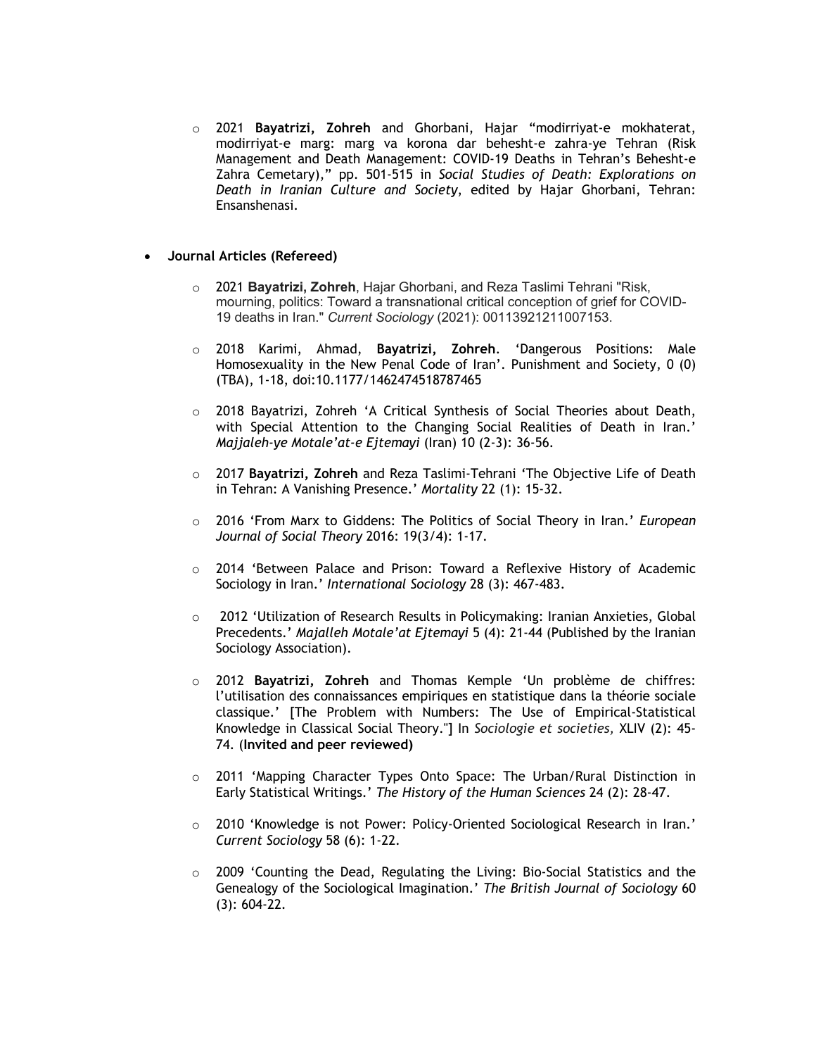- 2021 **Bayatrizi, Zohreh** and Ghorbani, Hajar "modirriyat-e mokhaterat, modirriyat-e marg: marg va korona dar behesht-e zahra-ye Tehran (Risk Management and Death Management: COVID-19 Deaths in Tehran's Behesht-e Zahra Cemetary)," pp. 501-515 in *Social Studies of Death: Explorations on Death in Iranian Culture and Society*, edited by Hajar Ghorbani, Tehran: Ensanshenasi.

- **Journal Articles (Refereed)**

  - 2021 **Bayatrizi, Zohreh**, Hajar Ghorbani, and Reza Taslimi Tehrani "Risk, mourning, politics: Toward a transnational critical conception of grief for COVID-19 deaths in Iran." *Current Sociology* (2021): 00113921211007153.

  - 2018 Karimi, Ahmad, **Bayatrizi, Zohreh**. 'Dangerous Positions: Male Homosexuality in the New Penal Code of Iran'. Punishment and Society, 0 (0) (TBA), 1-18, doi:10.1177/1462474518787465

  - 2018 Bayatrizi, Zohreh 'A Critical Synthesis of Social Theories about Death, with Special Attention to the Changing Social Realities of Death in Iran.' *Majjaleh-ye Motale'at-e Ejtemayi* (Iran) 10 (2-3): 36-56.

  - 2017 **Bayatrizi, Zohreh** and Reza Taslimi-Tehrani 'The Objective Life of Death in Tehran: A Vanishing Presence.' *Mortality* 22 (1): 15-32.

  - 2016 'From Marx to Giddens: The Politics of Social Theory in Iran.' *European Journal of Social Theory* 2016: 19(3/4): 1-17.

  - 2014 'Between Palace and Prison: Toward a Reflexive History of Academic Sociology in Iran.' *International Sociology* 28 (3): 467-483.

  - 2012 'Utilization of Research Results in Policymaking: Iranian Anxieties, Global Precedents.' *Majalleh Motale'at Ejtemayi* 5 (4): 21-44 (Published by the Iranian Sociology Association).

  - 2012 **Bayatrizi, Zohreh** and Thomas Kemple 'Un problème de chiffres: l'utilisation des connaissances empiriques en statistique dans la théorie sociale classique.' [The Problem with Numbers: The Use of Empirical-Statistical Knowledge in Classical Social Theory."] In *Sociologie et societies,* XLIV (2): 45-74. (**Invited and peer reviewed)**

  - 2011 'Mapping Character Types Onto Space: The Urban/Rural Distinction in Early Statistical Writings.' *The History of the Human Sciences* 24 (2): 28-47.

  - 2010 'Knowledge is not Power: Policy-Oriented Sociological Research in Iran.' *Current Sociology* 58 (6): 1-22.

  - 2009 'Counting the Dead, Regulating the Living: Bio-Social Statistics and the Genealogy of the Sociological Imagination.' *The British Journal of Sociology* 60 (3): 604-22.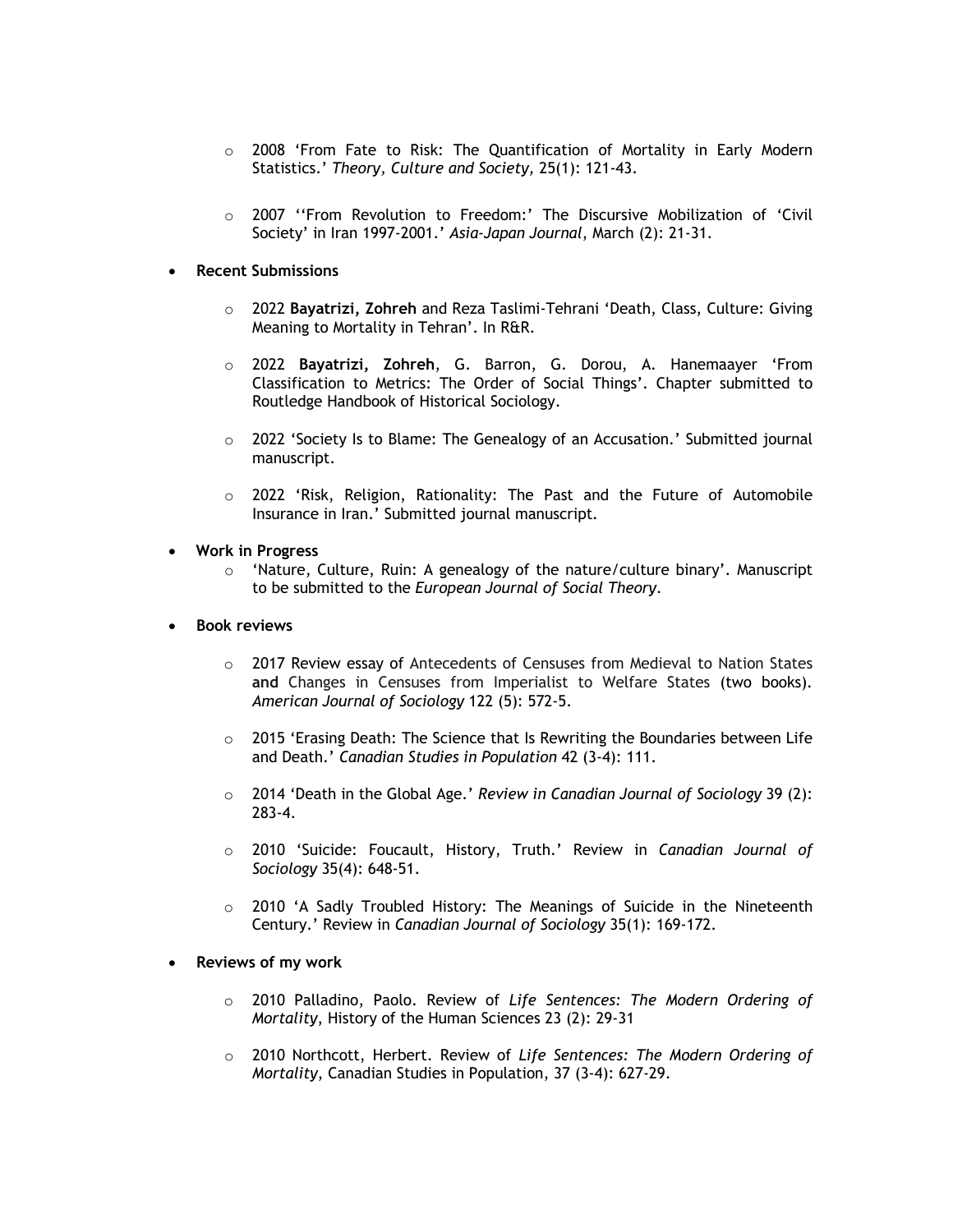- 2008 'From Fate to Risk: The Quantification of Mortality in Early Modern Statistics.' *Theory, Culture and Society,* 25(1): 121-43.

- 2007 ''From Revolution to Freedom:' The Discursive Mobilization of 'Civil Society' in Iran 1997-2001.' *Asia-Japan Journal*, March (2): 21-31.

- **Recent Submissions**

  - 2022 **Bayatrizi, Zohreh** and Reza Taslimi-Tehrani 'Death, Class, Culture: Giving Meaning to Mortality in Tehran'. In R&R.

  - 2022 **Bayatrizi, Zohreh**, G. Barron, G. Dorou, A. Hanemaayer 'From Classification to Metrics: The Order of Social Things'. Chapter submitted to Routledge Handbook of Historical Sociology.

  - 2022 'Society Is to Blame: The Genealogy of an Accusation.' Submitted journal manuscript.

  - 2022 'Risk, Religion, Rationality: The Past and the Future of Automobile Insurance in Iran.' Submitted journal manuscript.

- **Work in Progress**
  - 'Nature, Culture, Ruin: A genealogy of the nature/culture binary'. Manuscript to be submitted to the *European Journal of Social Theory*.

- **Book reviews**

  - 2017 Review essay of Antecedents of Censuses from Medieval to Nation States **and** Changes in Censuses from Imperialist to Welfare States (two books). *American Journal of Sociology* 122 (5): 572-5.

  - 2015 'Erasing Death: The Science that Is Rewriting the Boundaries between Life and Death.' *Canadian Studies in Population* 42 (3-4): 111.

  - 2014 'Death in the Global Age.' *Review in Canadian Journal of Sociology* 39 (2): 283-4.

  - 2010 'Suicide: Foucault, History, Truth.' Review in *Canadian Journal of Sociology* 35(4): 648-51.

  - 2010 'A Sadly Troubled History: The Meanings of Suicide in the Nineteenth Century.' Review in *Canadian Journal of Sociology* 35(1): 169-172.

- **Reviews of my work**

  - 2010 Palladino, Paolo. Review of *Life Sentences: The Modern Ordering of Mortality*, History of the Human Sciences 23 (2): 29-31

  - 2010 Northcott, Herbert. Review of *Life Sentences: The Modern Ordering of Mortality*, Canadian Studies in Population, 37 (3-4): 627-29.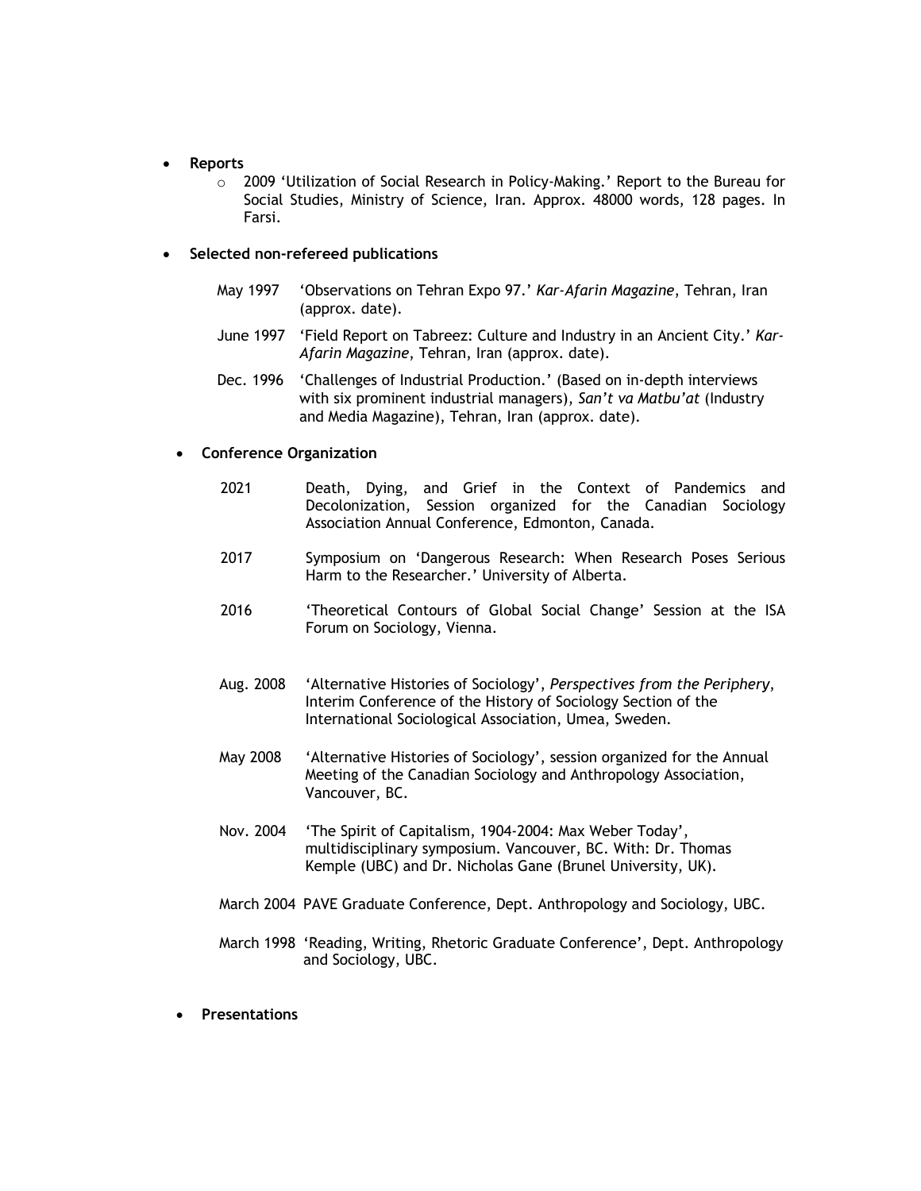- **Reports**
  - 2009 'Utilization of Social Research in Policy-Making.' Report to the Bureau for Social Studies, Ministry of Science, Iran. Approx. 48000 words, 128 pages. In Farsi.

- **Selected non-refereed publications**

  May 1997 'Observations on Tehran Expo 97.' *Kar-Afarin Magazine*, Tehran, Iran (approx. date).

  June 1997 'Field Report on Tabreez: Culture and Industry in an Ancient City.' *Kar-Afarin Magazine*, Tehran, Iran (approx. date).

  Dec. 1996 'Challenges of Industrial Production.' (Based on in-depth interviews with six prominent industrial managers), *San't va Matbu'at* (Industry and Media Magazine), Tehran, Iran (approx. date).

- **Conference Organization**

  2021 Death, Dying, and Grief in the Context of Pandemics and Decolonization, Session organized for the Canadian Sociology Association Annual Conference, Edmonton, Canada.

  2017 Symposium on 'Dangerous Research: When Research Poses Serious Harm to the Researcher.' University of Alberta.

  2016 'Theoretical Contours of Global Social Change' Session at the ISA Forum on Sociology, Vienna.

  Aug. 2008 'Alternative Histories of Sociology', *Perspectives from the Periphery*, Interim Conference of the History of Sociology Section of the International Sociological Association, Umea, Sweden.

  May 2008 'Alternative Histories of Sociology', session organized for the Annual Meeting of the Canadian Sociology and Anthropology Association, Vancouver, BC.

  Nov. 2004 'The Spirit of Capitalism, 1904-2004: Max Weber Today', multidisciplinary symposium. Vancouver, BC. With: Dr. Thomas Kemple (UBC) and Dr. Nicholas Gane (Brunel University, UK).

  March 2004 PAVE Graduate Conference, Dept. Anthropology and Sociology, UBC.

  March 1998 'Reading, Writing, Rhetoric Graduate Conference', Dept. Anthropology and Sociology, UBC.

- **Presentations**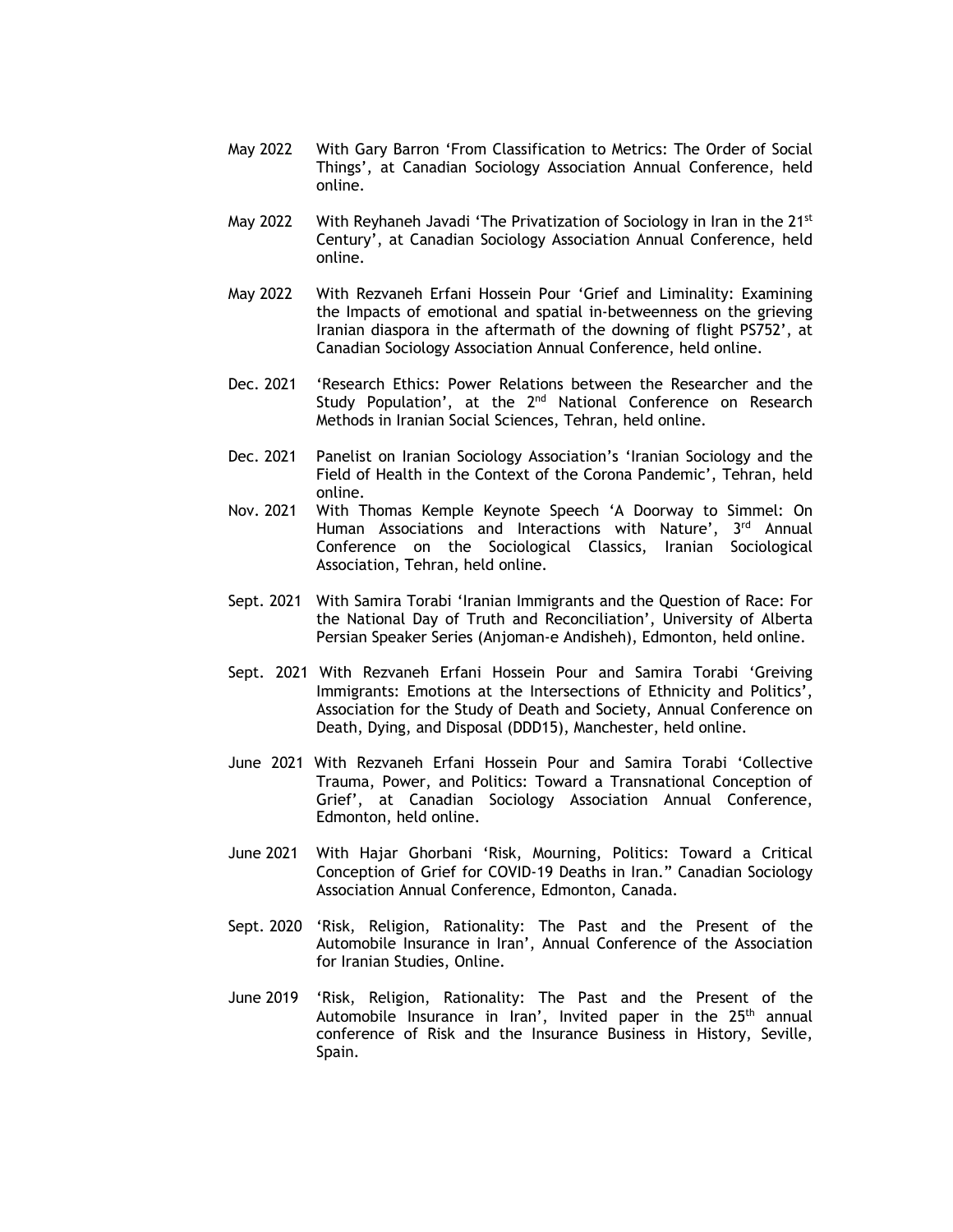May 2022 With Gary Barron 'From Classification to Metrics: The Order of Social Things', at Canadian Sociology Association Annual Conference, held online.

May 2022 With Reyhaneh Javadi 'The Privatization of Sociology in Iran in the 21st Century', at Canadian Sociology Association Annual Conference, held online.

May 2022 With Rezvaneh Erfani Hossein Pour 'Grief and Liminality: Examining the Impacts of emotional and spatial in-betweenness on the grieving Iranian diaspora in the aftermath of the downing of flight PS752', at Canadian Sociology Association Annual Conference, held online.

Dec. 2021 'Research Ethics: Power Relations between the Researcher and the Study Population', at the 2nd National Conference on Research Methods in Iranian Social Sciences, Tehran, held online.

Dec. 2021 Panelist on Iranian Sociology Association's 'Iranian Sociology and the Field of Health in the Context of the Corona Pandemic', Tehran, held online.

Nov. 2021 With Thomas Kemple Keynote Speech 'A Doorway to Simmel: On Human Associations and Interactions with Nature', 3rd Annual Conference on the Sociological Classics, Iranian Sociological Association, Tehran, held online.

Sept. 2021 With Samira Torabi 'Iranian Immigrants and the Question of Race: For the National Day of Truth and Reconciliation', University of Alberta Persian Speaker Series (Anjoman-e Andisheh), Edmonton, held online.

Sept. 2021 With Rezvaneh Erfani Hossein Pour and Samira Torabi 'Greiving Immigrants: Emotions at the Intersections of Ethnicity and Politics', Association for the Study of Death and Society, Annual Conference on Death, Dying, and Disposal (DDD15), Manchester, held online.

June 2021 With Rezvaneh Erfani Hossein Pour and Samira Torabi 'Collective Trauma, Power, and Politics: Toward a Transnational Conception of Grief', at Canadian Sociology Association Annual Conference, Edmonton, held online.

June 2021 With Hajar Ghorbani 'Risk, Mourning, Politics: Toward a Critical Conception of Grief for COVID-19 Deaths in Iran." Canadian Sociology Association Annual Conference, Edmonton, Canada.

Sept. 2020 'Risk, Religion, Rationality: The Past and the Present of the Automobile Insurance in Iran', Annual Conference of the Association for Iranian Studies, Online.

June 2019 'Risk, Religion, Rationality: The Past and the Present of the Automobile Insurance in Iran', Invited paper in the 25th annual conference of Risk and the Insurance Business in History, Seville, Spain.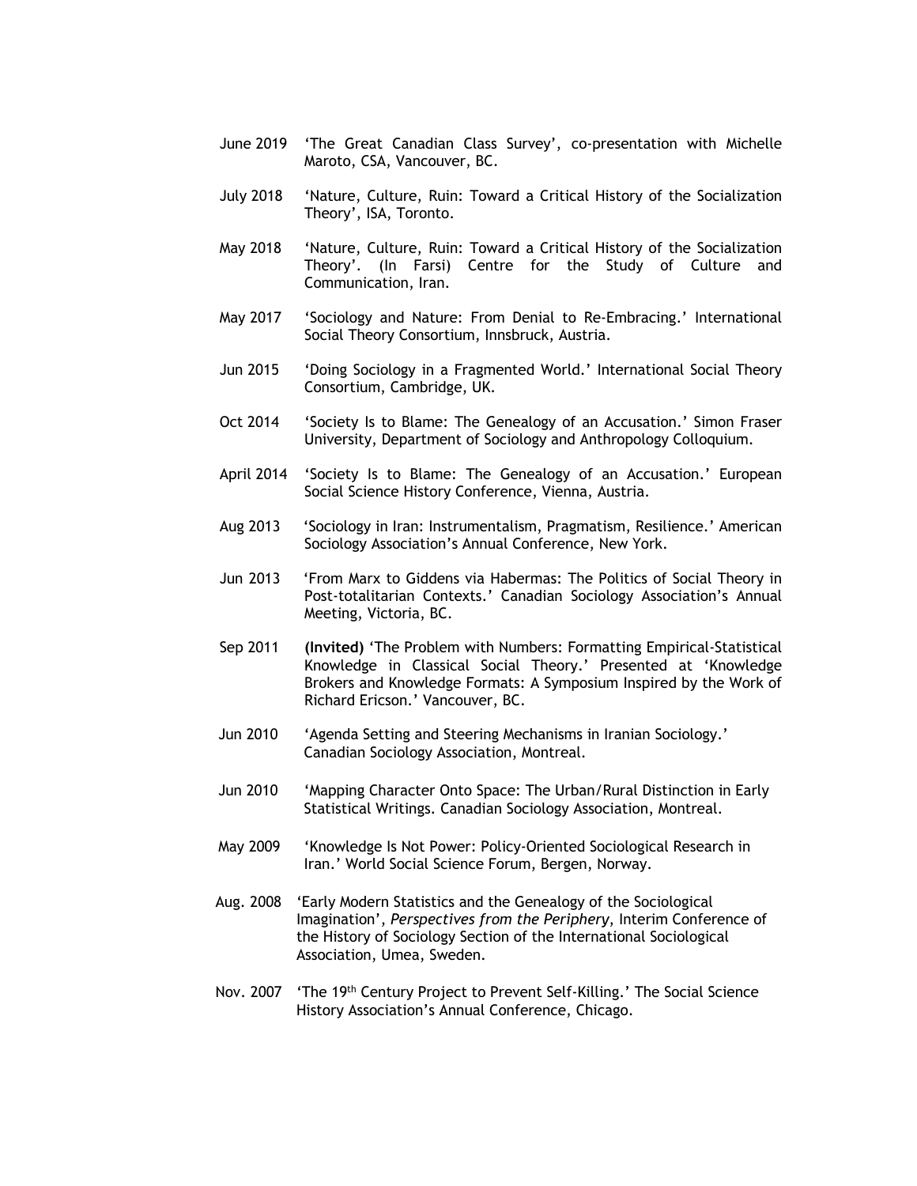June 2019 'The Great Canadian Class Survey', co-presentation with Michelle Maroto, CSA, Vancouver, BC.

July 2018 'Nature, Culture, Ruin: Toward a Critical History of the Socialization Theory', ISA, Toronto.

May 2018 'Nature, Culture, Ruin: Toward a Critical History of the Socialization Theory'. (In Farsi) Centre for the Study of Culture and Communication, Iran.

May 2017 'Sociology and Nature: From Denial to Re-Embracing.' International Social Theory Consortium, Innsbruck, Austria.

Jun 2015 'Doing Sociology in a Fragmented World.' International Social Theory Consortium, Cambridge, UK.

Oct 2014 'Society Is to Blame: The Genealogy of an Accusation.' Simon Fraser University, Department of Sociology and Anthropology Colloquium.

April 2014 'Society Is to Blame: The Genealogy of an Accusation.' European Social Science History Conference, Vienna, Austria.

Aug 2013 'Sociology in Iran: Instrumentalism, Pragmatism, Resilience.' American Sociology Association's Annual Conference, New York.

Jun 2013 'From Marx to Giddens via Habermas: The Politics of Social Theory in Post-totalitarian Contexts.' Canadian Sociology Association's Annual Meeting, Victoria, BC.

Sep 2011 **(Invited)** 'The Problem with Numbers: Formatting Empirical-Statistical Knowledge in Classical Social Theory.' Presented at 'Knowledge Brokers and Knowledge Formats: A Symposium Inspired by the Work of Richard Ericson.' Vancouver, BC.

Jun 2010 'Agenda Setting and Steering Mechanisms in Iranian Sociology.' Canadian Sociology Association, Montreal.

Jun 2010 'Mapping Character Onto Space: The Urban/Rural Distinction in Early Statistical Writings. Canadian Sociology Association, Montreal.

May 2009 'Knowledge Is Not Power: Policy-Oriented Sociological Research in Iran.' World Social Science Forum, Bergen, Norway.

Aug. 2008 'Early Modern Statistics and the Genealogy of the Sociological Imagination', *Perspectives from the Periphery*, Interim Conference of the History of Sociology Section of the International Sociological Association, Umea, Sweden.

Nov. 2007 'The 19th Century Project to Prevent Self-Killing.' The Social Science History Association's Annual Conference, Chicago.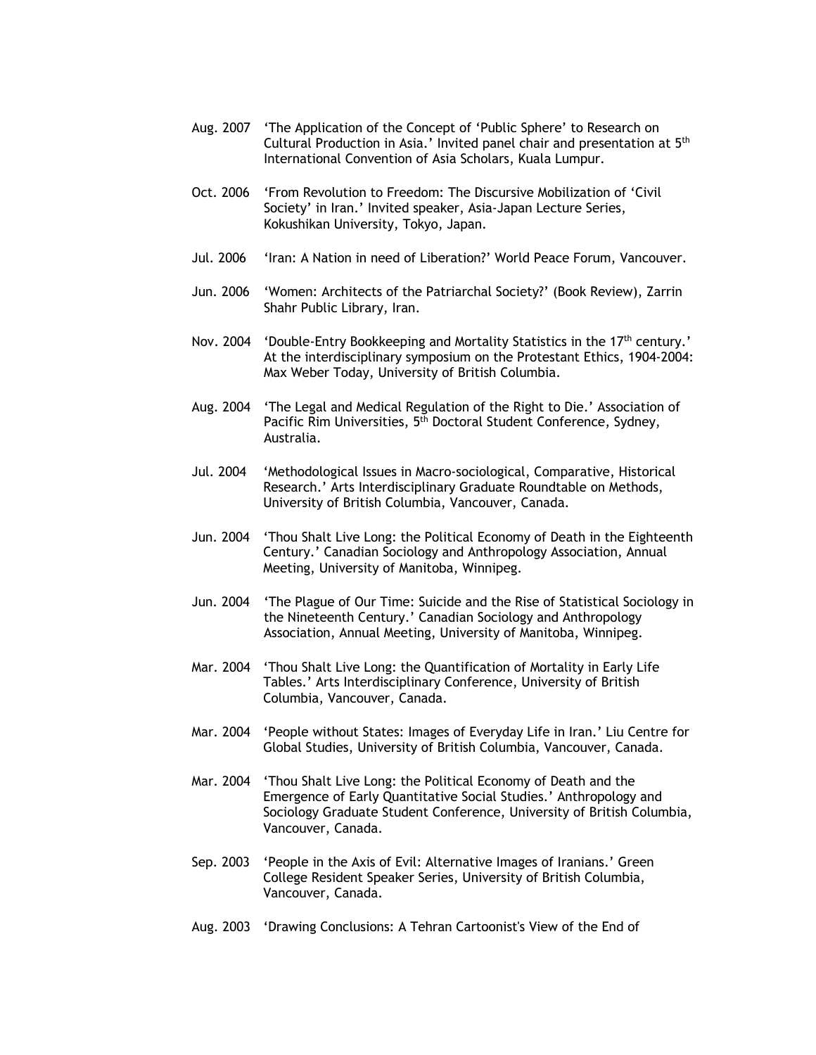Aug. 2007 ‘The Application of the Concept of ‘Public Sphere’ to Research on Cultural Production in Asia.’ Invited panel chair and presentation at 5th International Convention of Asia Scholars, Kuala Lumpur.

Oct. 2006 ‘From Revolution to Freedom: The Discursive Mobilization of ‘Civil Society’ in Iran.’ Invited speaker, Asia-Japan Lecture Series, Kokushikan University, Tokyo, Japan.

Jul. 2006 ‘Iran: A Nation in need of Liberation?’ World Peace Forum, Vancouver.

Jun. 2006 ‘Women: Architects of the Patriarchal Society?’ (Book Review), Zarrin Shahr Public Library, Iran.

Nov. 2004 ‘Double-Entry Bookkeeping and Mortality Statistics in the 17th century.’ At the interdisciplinary symposium on the Protestant Ethics, 1904-2004: Max Weber Today, University of British Columbia.

Aug. 2004 ‘The Legal and Medical Regulation of the Right to Die.’ Association of Pacific Rim Universities, 5th Doctoral Student Conference, Sydney, Australia.

Jul. 2004 ‘Methodological Issues in Macro-sociological, Comparative, Historical Research.’ Arts Interdisciplinary Graduate Roundtable on Methods, University of British Columbia, Vancouver, Canada.

Jun. 2004 ‘Thou Shalt Live Long: the Political Economy of Death in the Eighteenth Century.’ Canadian Sociology and Anthropology Association, Annual Meeting, University of Manitoba, Winnipeg.

Jun. 2004 ‘The Plague of Our Time: Suicide and the Rise of Statistical Sociology in the Nineteenth Century.’ Canadian Sociology and Anthropology Association, Annual Meeting, University of Manitoba, Winnipeg.

Mar. 2004 ‘Thou Shalt Live Long: the Quantification of Mortality in Early Life Tables.’ Arts Interdisciplinary Conference, University of British Columbia, Vancouver, Canada.

Mar. 2004 ‘People without States: Images of Everyday Life in Iran.’ Liu Centre for Global Studies, University of British Columbia, Vancouver, Canada.

Mar. 2004 ‘Thou Shalt Live Long: the Political Economy of Death and the Emergence of Early Quantitative Social Studies.’ Anthropology and Sociology Graduate Student Conference, University of British Columbia, Vancouver, Canada.

Sep. 2003 ‘People in the Axis of Evil: Alternative Images of Iranians.’ Green College Resident Speaker Series, University of British Columbia, Vancouver, Canada.

Aug. 2003 ‘Drawing Conclusions: A Tehran Cartoonist's View of the End of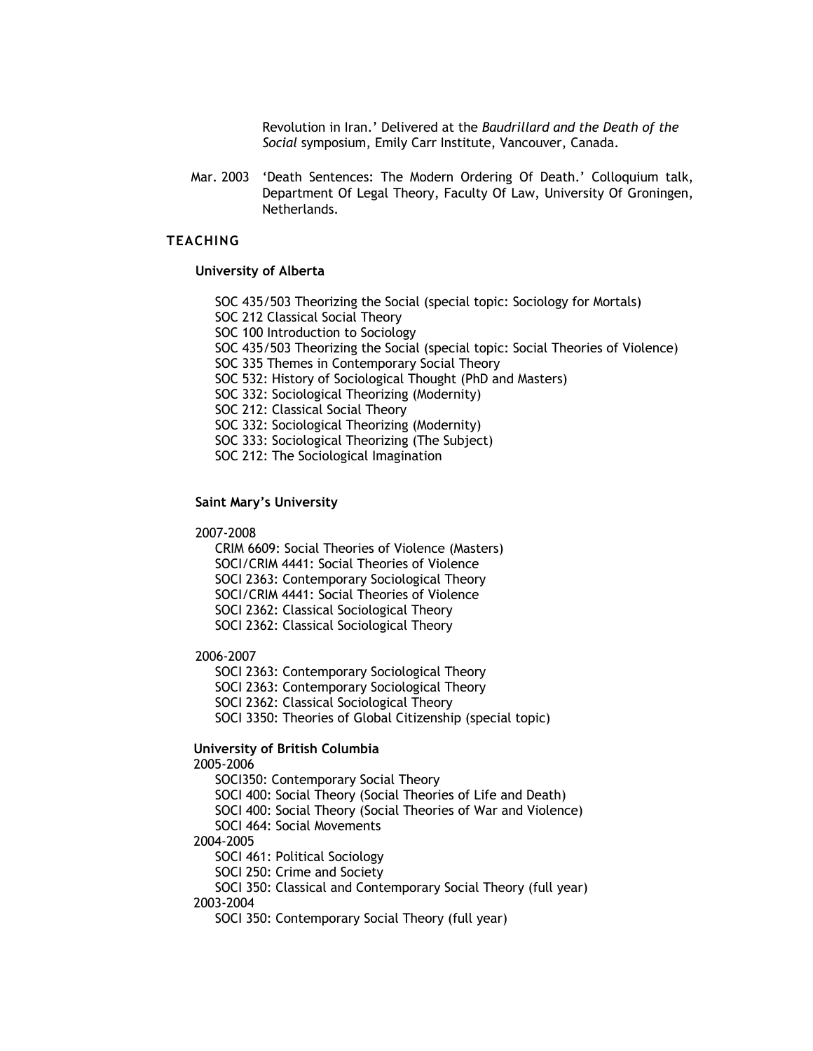Revolution in Iran.' Delivered at the *Baudrillard and the Death of the Social* symposium, Emily Carr Institute, Vancouver, Canada.

Mar. 2003 'Death Sentences: The Modern Ordering Of Death.' Colloquium talk, Department Of Legal Theory, Faculty Of Law, University Of Groningen, Netherlands.

## TEACHING

### University of Alberta

SOC 435/503 Theorizing the Social (special topic: Sociology for Mortals)
SOC 212 Classical Social Theory
SOC 100 Introduction to Sociology
SOC 435/503 Theorizing the Social (special topic: Social Theories of Violence)
SOC 335 Themes in Contemporary Social Theory
SOC 532: History of Sociological Thought (PhD and Masters)
SOC 332: Sociological Theorizing (Modernity)
SOC 212: Classical Social Theory
SOC 332: Sociological Theorizing (Modernity)
SOC 333: Sociological Theorizing (The Subject)
SOC 212: The Sociological Imagination

### Saint Mary's University

2007-2008

CRIM 6609: Social Theories of Violence (Masters)
SOCI/CRIM 4441: Social Theories of Violence
SOCI 2363: Contemporary Sociological Theory
SOCI/CRIM 4441: Social Theories of Violence
SOCI 2362: Classical Sociological Theory
SOCI 2362: Classical Sociological Theory

2006-2007

SOCI 2363: Contemporary Sociological Theory
SOCI 2363: Contemporary Sociological Theory
SOCI 2362: Classical Sociological Theory
SOCI 3350: Theories of Global Citizenship (special topic)

### University of British Columbia

2005-2006

SOCI350: Contemporary Social Theory
SOCI 400: Social Theory (Social Theories of Life and Death)
SOCI 400: Social Theory (Social Theories of War and Violence)
SOCI 464: Social Movements

2004-2005

SOCI 461: Political Sociology
SOCI 250: Crime and Society
SOCI 350: Classical and Contemporary Social Theory (full year)

2003-2004

SOCI 350: Contemporary Social Theory (full year)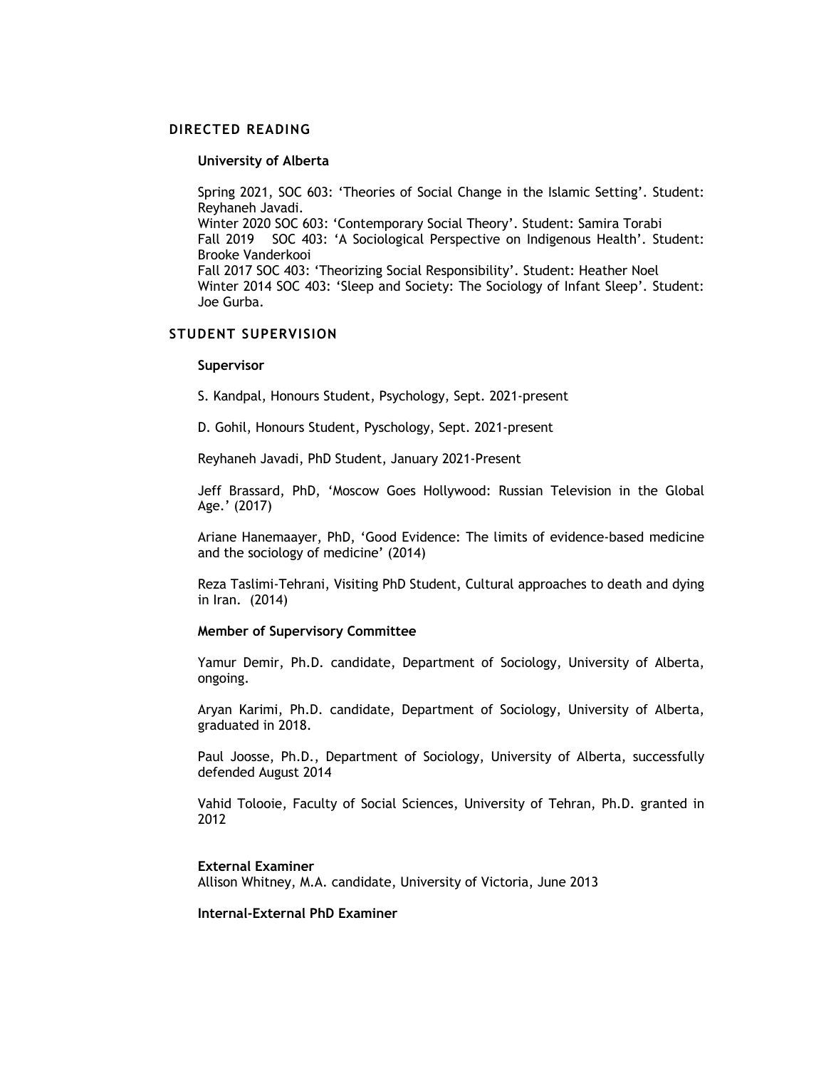## DIRECTED READING

### University of Alberta

Spring 2021, SOC 603: 'Theories of Social Change in the Islamic Setting'. Student: Reyhaneh Javadi.
Winter 2020 SOC 603: 'Contemporary Social Theory'. Student: Samira Torabi
Fall 2019 SOC 403: 'A Sociological Perspective on Indigenous Health'. Student: Brooke Vanderkooi
Fall 2017 SOC 403: 'Theorizing Social Responsibility'. Student: Heather Noel
Winter 2014 SOC 403: 'Sleep and Society: The Sociology of Infant Sleep'. Student: Joe Gurba.

## STUDENT SUPERVISION

### Supervisor

S. Kandpal, Honours Student, Psychology, Sept. 2021-present

D. Gohil, Honours Student, Pyschology, Sept. 2021-present

Reyhaneh Javadi, PhD Student, January 2021-Present

Jeff Brassard, PhD, 'Moscow Goes Hollywood: Russian Television in the Global Age.' (2017)

Ariane Hanemaayer, PhD, 'Good Evidence: The limits of evidence-based medicine and the sociology of medicine' (2014)

Reza Taslimi-Tehrani, Visiting PhD Student, Cultural approaches to death and dying in Iran. (2014)

### Member of Supervisory Committee

Yamur Demir, Ph.D. candidate, Department of Sociology, University of Alberta, ongoing.

Aryan Karimi, Ph.D. candidate, Department of Sociology, University of Alberta, graduated in 2018.

Paul Joosse, Ph.D., Department of Sociology, University of Alberta, successfully defended August 2014

Vahid Tolooie, Faculty of Social Sciences, University of Tehran, Ph.D. granted in 2012

### External Examiner

Allison Whitney, M.A. candidate, University of Victoria, June 2013

### Internal-External PhD Examiner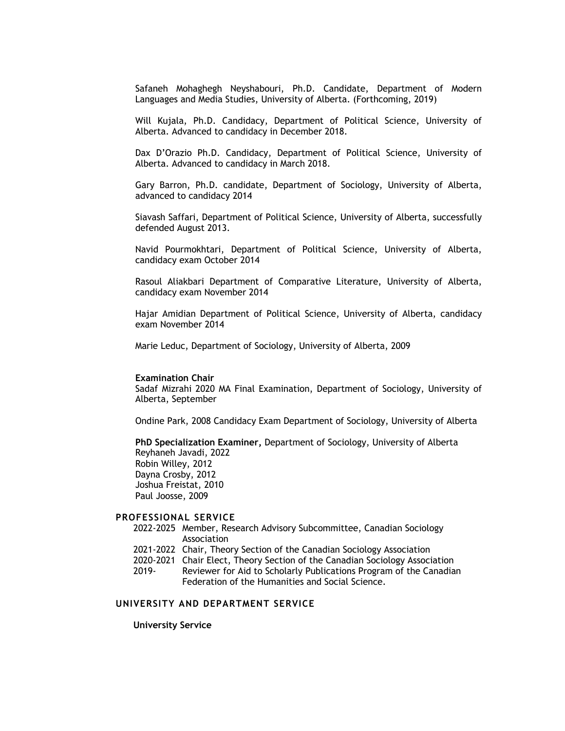Safaneh Mohaghegh Neyshabouri, Ph.D. Candidate, Department of Modern Languages and Media Studies, University of Alberta. (Forthcoming, 2019)

Will Kujala, Ph.D. Candidacy, Department of Political Science, University of Alberta. Advanced to candidacy in December 2018.

Dax D'Orazio Ph.D. Candidacy, Department of Political Science, University of Alberta. Advanced to candidacy in March 2018.

Gary Barron, Ph.D. candidate, Department of Sociology, University of Alberta, advanced to candidacy 2014

Siavash Saffari, Department of Political Science, University of Alberta, successfully defended August 2013.

Navid Pourmokhtari, Department of Political Science, University of Alberta, candidacy exam October 2014

Rasoul Aliakbari Department of Comparative Literature, University of Alberta, candidacy exam November 2014

Hajar Amidian Department of Political Science, University of Alberta, candidacy exam November 2014

Marie Leduc, Department of Sociology, University of Alberta, 2009

**Examination Chair**

Sadaf Mizrahi 2020 MA Final Examination, Department of Sociology, University of Alberta, September

Ondine Park, 2008 Candidacy Exam Department of Sociology, University of Alberta

**PhD Specialization Examiner,** Department of Sociology, University of Alberta

Reyhaneh Javadi, 2022
Robin Willey, 2012
Dayna Crosby, 2012
Joshua Freistat, 2010
Paul Joosse, 2009

## PROFESSIONAL SERVICE

- 2022-2025 Member, Research Advisory Subcommittee, Canadian Sociology Association
- 2021-2022 Chair, Theory Section of the Canadian Sociology Association
- 2020-2021 Chair Elect, Theory Section of the Canadian Sociology Association
- 2019- Reviewer for Aid to Scholarly Publications Program of the Canadian Federation of the Humanities and Social Science.

## UNIVERSITY AND DEPARTMENT SERVICE

**University Service**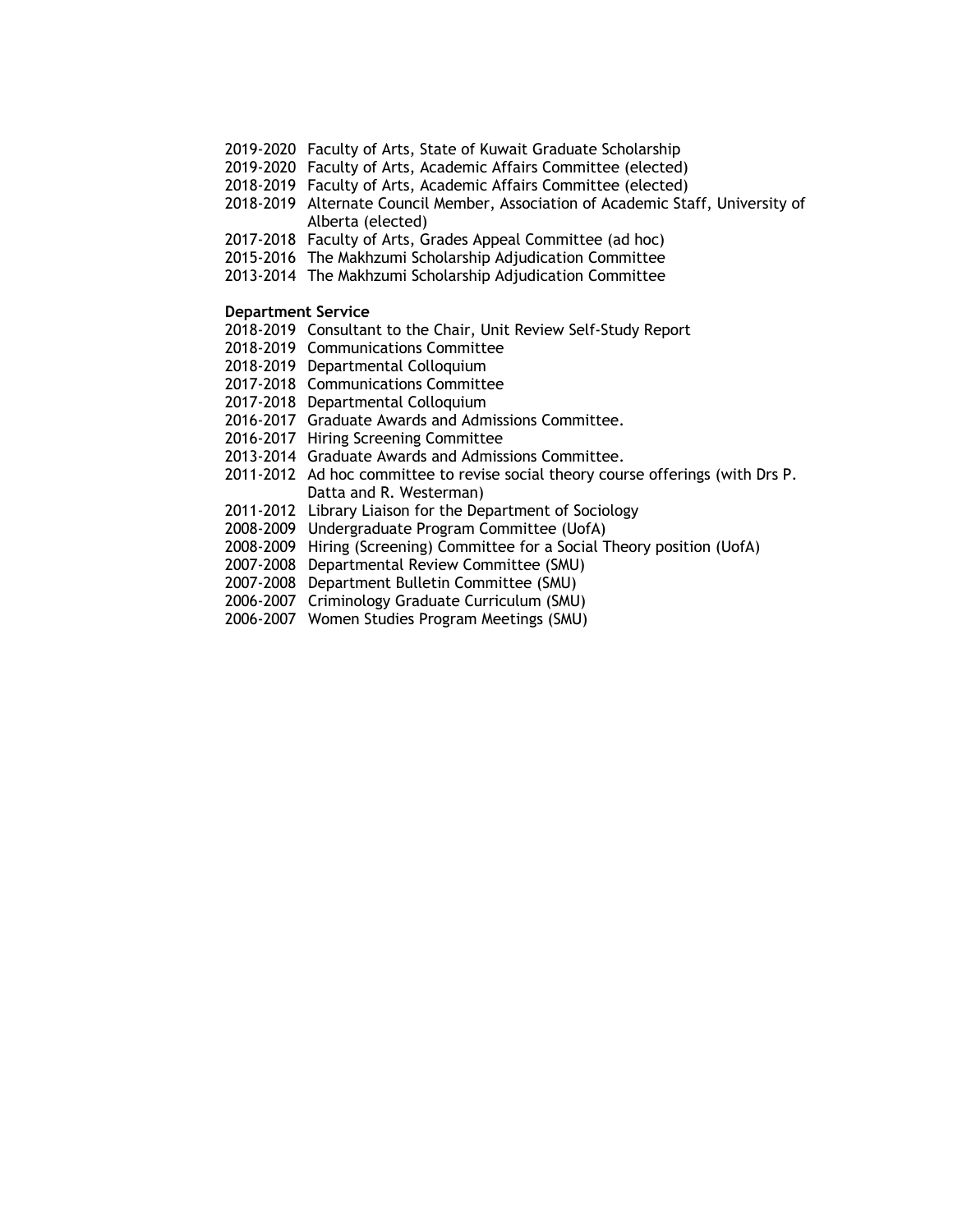2019-2020 Faculty of Arts, State of Kuwait Graduate Scholarship
2019-2020 Faculty of Arts, Academic Affairs Committee (elected)
2018-2019 Faculty of Arts, Academic Affairs Committee (elected)
2018-2019 Alternate Council Member, Association of Academic Staff, University of Alberta (elected)
2017-2018 Faculty of Arts, Grades Appeal Committee (ad hoc)
2015-2016 The Makhzumi Scholarship Adjudication Committee
2013-2014 The Makhzumi Scholarship Adjudication Committee

**Department Service**

2018-2019 Consultant to the Chair, Unit Review Self-Study Report
2018-2019 Communications Committee
2018-2019 Departmental Colloquium
2017-2018 Communications Committee
2017-2018 Departmental Colloquium
2016-2017 Graduate Awards and Admissions Committee.
2016-2017 Hiring Screening Committee
2013-2014 Graduate Awards and Admissions Committee.
2011-2012 Ad hoc committee to revise social theory course offerings (with Drs P. Datta and R. Westerman)
2011-2012 Library Liaison for the Department of Sociology
2008-2009 Undergraduate Program Committee (UofA)
2008-2009 Hiring (Screening) Committee for a Social Theory position (UofA)
2007-2008 Departmental Review Committee (SMU)
2007-2008 Department Bulletin Committee (SMU)
2006-2007 Criminology Graduate Curriculum (SMU)
2006-2007 Women Studies Program Meetings (SMU)